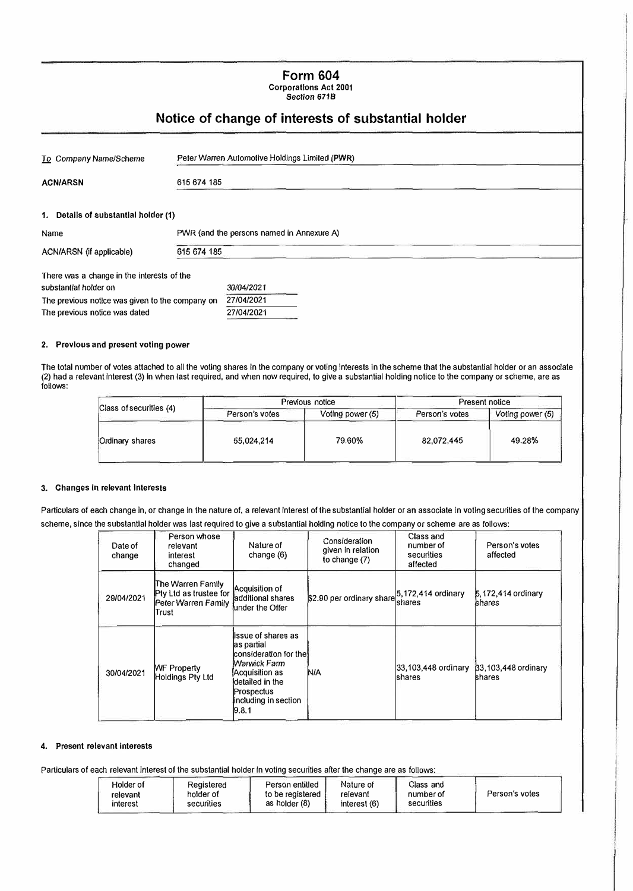# Form 604

**Corporations Act 2001**
***Section 671B***

## Notice of change of interests of substantial holder

| | |
|---|---|
| To Company Name/Scheme | Peter Warren Automotive Holdings Limited (PWR) |
| **ACN/ARSN** | 615 674 185 |

### 1. Details of substantial holder (1)

| | |
|---|---|
| Name | PWR (and the persons named in Annexure A) |
| ACN/ARSN (if applicable) | 615 674 185 |

| | |
|---|---|
| There was a change in the interests of the substantial holder on | *30/04/2021* |
| The previous notice was given to the company on | 27/04/2021 |
| The previous notice was dated | 27/04/2021 |

### 2. Previous and present voting power

The total number of votes attached to all the voting shares in the company or voting interests in the scheme that the substantial holder or an associate (2) had a relevant interest (3) in when last required, and when now required, to give a substantial holding notice to the company or scheme, are as follows:

| Class of securities (4) | Previous notice | | Present notice | |
|---|---|---|---|---|
| | Person's votes | Voting power (5) | Person's votes | Voting power (5) |
| Ordinary shares | 55,024,214 | 79.60% | 82,072,445 | 49.28% |

### 3. Changes in relevant interests

Particulars of each change in, or change in the nature of, a relevant interest of the substantial holder or an associate in voting securities of the company scheme, since the substantial holder was last required to give a substantial holding notice to the company or scheme are as follows:

| Date of change | Person whose relevant interest changed | Nature of change (6) | Consideration given in relation to change (7) | Class and number of securities affected | Person's votes affected |
|---|---|---|---|---|---|
| 29/04/2021 | The Warren Family Pty Ltd as trustee for Peter Warren Family Trust | Acquisition of additional shares under the Offer | $2.90 per ordinary share | 5,172,414 ordinary shares | 5,172,414 ordinary shares |
| 30/04/2021 | WF Property Holdings Pty Ltd | Issue of shares as as partial consideration for the Warwick Farm Acquisition as detailed in the Prospectus including in section 9.8.1 | N/A | 33,103,448 ordinary shares | 33,103,448 ordinary shares |

### 4. Present relevant interests

Particulars of each relevant interest of the substantial holder in voting securities after the change are as follows:

| Holder of relevant interest | Registered holder of securities | Person entitled to be registered as holder (8) | Nature of relevant interest (6) | Class and number of securities | Person's votes |
|---|---|---|---|---|---|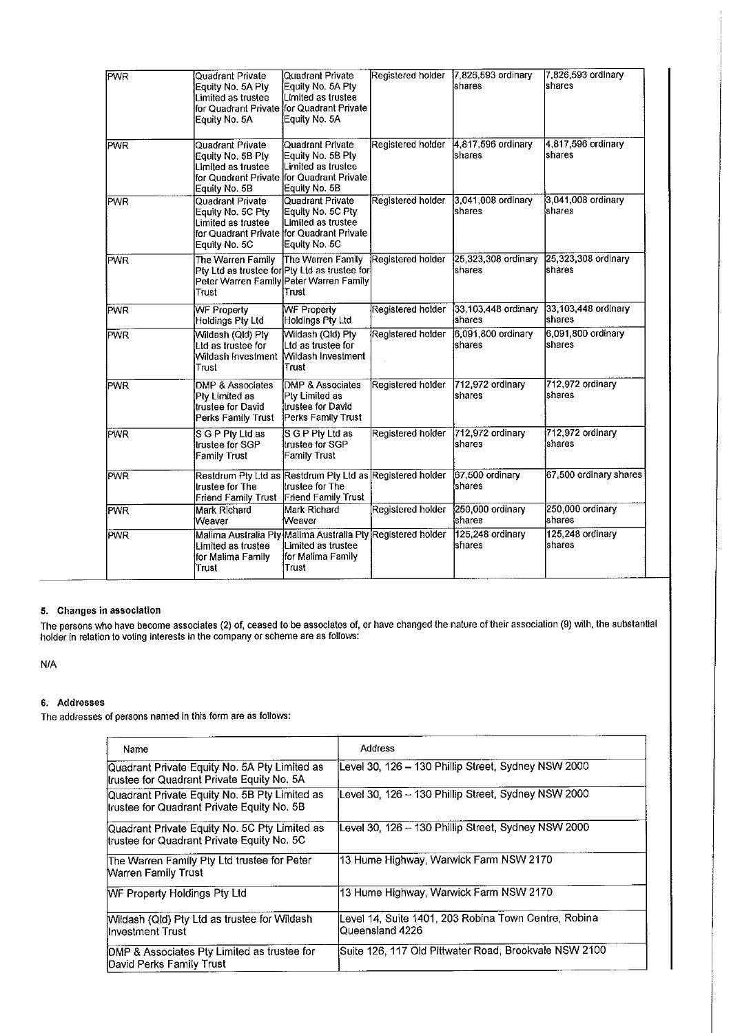| | | | | | |
|---|---|---|---|---|---|
| PWR | Quadrant Private Equity No. 5A Pty Limited as trustee for Quadrant Private Equity No. 5A | Quadrant Private Equity No. 5A Pty Limited as trustee for Quadrant Private Equity No. 5A | Registered holder | 7,826,593 ordinary shares | 7,826,593 ordinary shares |
| PWR | Quadrant Private Equity No. 5B Pty Limited as trustee for Quadrant Private Equity No. 5B | Quadrant Private Equity No. 5B Pty Limited as trustee for Quadrant Private Equity No. 5B | Registered holder | 4,817,596 ordinary shares | 4,817,596 ordinary shares |
| PWR | Quadrant Private Equity No. 5C Pty Limited as trustee for Quadrant Private Equity No. 5C | Quadrant Private Equity No. 5C Pty Limited as trustee for Quadrant Private Equity No. 5C | Registered holder | 3,041,008 ordinary shares | 3,041,008 ordinary shares |
| PWR | The Warren Family Pty Ltd as trustee for Peter Warren Family Trust | The Warren Family Pty Ltd as trustee for Peter Warren Family Trust | Registered holder | 25,323,308 ordinary shares | 25,323,308 ordinary shares |
| PWR | WF Property Holdings Pty Ltd | WF Property Holdings Pty Ltd | Registered holder | 33,103,448 ordinary shares | 33,103,448 ordinary shares |
| PWR | Wildash (Qld) Pty Ltd as trustee for Wildash Investment Trust | Wildash (Qld) Pty Ltd as trustee for Wildash Investment Trust | Registered holder | 6,091,800 ordinary shares | 6,091,800 ordinary shares |
| PWR | DMP & Associates Pty Limited as trustee for David Perks Family Trust | DMP & Associates Pty Limited as trustee for David Perks Family Trust | Registered holder | 712,972 ordinary shares | 712,972 ordinary shares |
| PWR | S G P Pty Ltd as trustee for SGP Family Trust | S G P Pty Ltd as trustee for SGP Family Trust | Registered holder | 712,972 ordinary shares | 712,972 ordinary shares |
| PWR | Restdrum Pty Ltd as trustee for The Friend Family Trust | Restdrum Pty Ltd as trustee for The Friend Family Trust | Registered holder | 67,500 ordinary shares | 67,500 ordinary shares |
| PWR | Mark Richard Weaver | Mark Richard Weaver | Registered holder | 250,000 ordinary shares | 250,000 ordinary shares |
| PWR | Malima Australia Pty Limited as trustee for Malima Family Trust | Malima Australia Pty Limited as trustee for Malima Family Trust | Registered holder | 125,248 ordinary shares | 125,248 ordinary shares |

### 5. Changes in association

The persons who have become associates (2) of, ceased to be associates of, or have changed the nature of their association (9) with, the substantial holder in relation to voting interests in the company or scheme are as follows:

N/A

### 6. Addresses

The addresses of persons named in this form are as follows:

| Name | Address |
|---|---|
| Quadrant Private Equity No. 5A Pty Limited as trustee for Quadrant Private Equity No. 5A | Level 30, 126 – 130 Phillip Street, Sydney NSW 2000 |
| Quadrant Private Equity No. 5B Pty Limited as trustee for Quadrant Private Equity No. 5B | Level 30, 126 – 130 Phillip Street, Sydney NSW 2000 |
| Quadrant Private Equity No. 5C Pty Limited as trustee for Quadrant Private Equity No. 5C | Level 30, 126 – 130 Phillip Street, Sydney NSW 2000 |
| The Warren Family Pty Ltd trustee for Peter Warren Family Trust | 13 Hume Highway, Warwick Farm NSW 2170 |
| WF Property Holdings Pty Ltd | 13 Hume Highway, Warwick Farm NSW 2170 |
| Wildash (Qld) Pty Ltd as trustee for Wildash Investment Trust | Level 14, Suite 1401, 203 Robina Town Centre, Robina Queensland 4226 |
| DMP & Associates Pty Limited as trustee for David Perks Family Trust | Suite 126, 117 Old Pittwater Road, Brookvale NSW 2100 |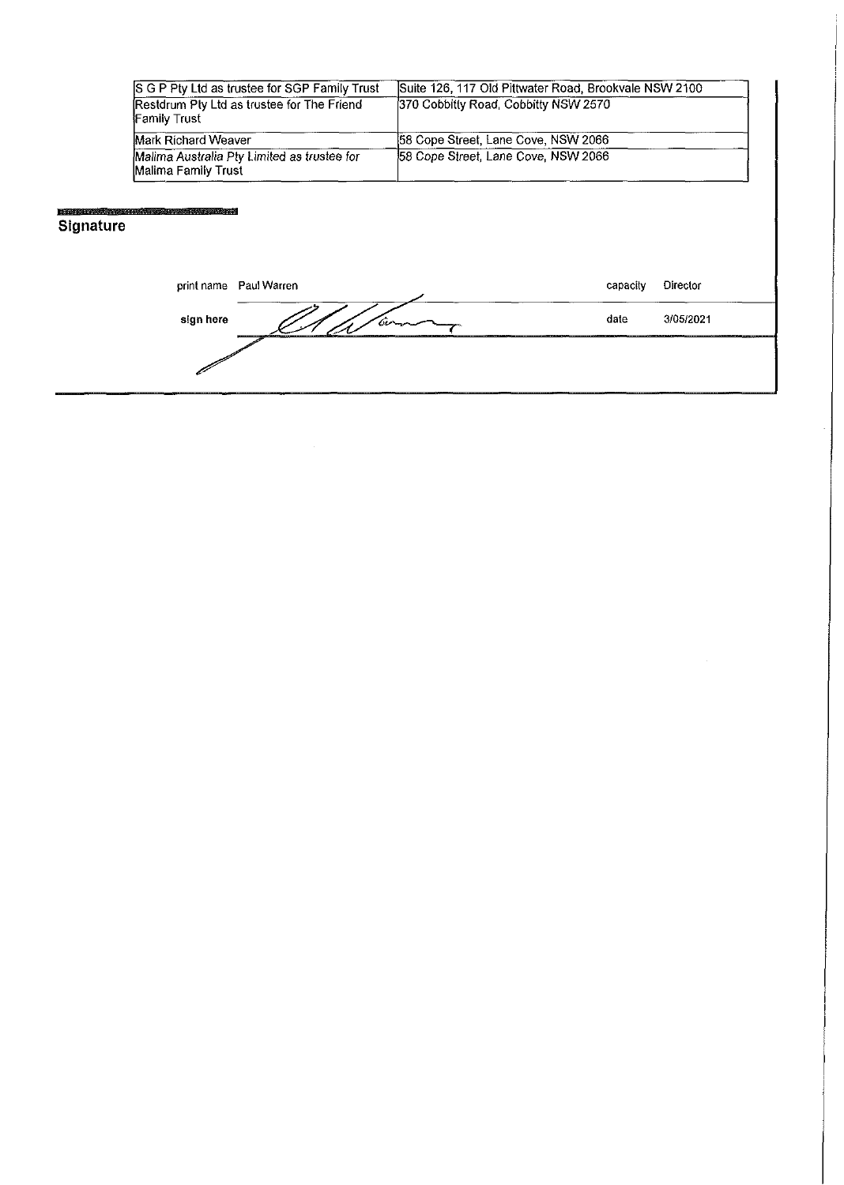| | |
|---|---|
| S G P Pty Ltd as trustee for SGP Family Trust | Suite 126, 117 Old Pittwater Road, Brookvale NSW 2100 |
| Restdrum Pty Ltd as trustee for The Friend Family Trust | 370 Cobbitty Road, Cobbitty NSW 2570 |
| Mark Richard Weaver | 58 Cope Street, Lane Cove, NSW 2066 |
| Malima Australia Pty Limited as trustee for Malima Family Trust | 58 Cope Street, Lane Cove, NSW 2066 |

## Signature

| | | | |
|---|---|---|---|
| print name | Paul Warren | capacity | Director |
| sign here | | date | 3/05/2021 |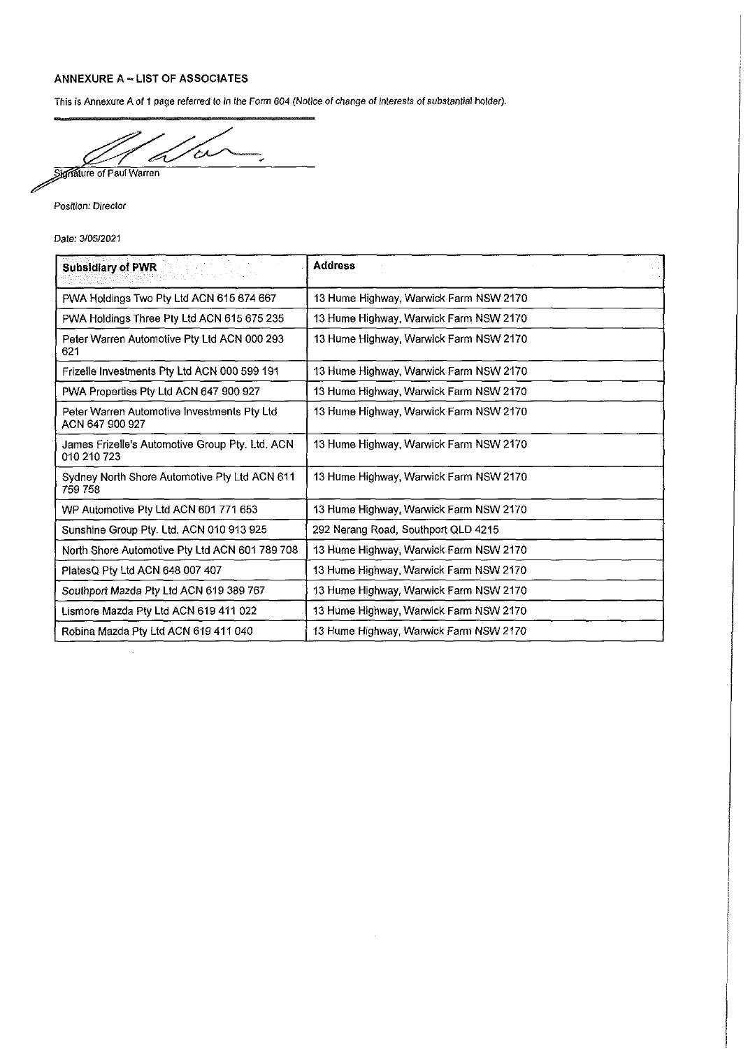## ANNEXURE A – LIST OF ASSOCIATES

This is Annexure A of 1 page referred to in the Form 604 (Notice of change of interests of substantial holder).

Signature of Paul Warren

*Position: Director*

*Date: 3/05/2021*

| Subsidiary of PWR | Address |
|---|---|
| PWA Holdings Two Pty Ltd ACN 615 674 667 | 13 Hume Highway, Warwick Farm NSW 2170 |
| PWA Holdings Three Pty Ltd ACN 615 675 235 | 13 Hume Highway, Warwick Farm NSW 2170 |
| Peter Warren Automotive Pty Ltd ACN 000 293 621 | 13 Hume Highway, Warwick Farm NSW 2170 |
| Frizelle Investments Pty Ltd ACN 000 599 191 | 13 Hume Highway, Warwick Farm NSW 2170 |
| PWA Properties Pty Ltd ACN 647 900 927 | 13 Hume Highway, Warwick Farm NSW 2170 |
| Peter Warren Automotive Investments Pty Ltd ACN 647 900 927 | 13 Hume Highway, Warwick Farm NSW 2170 |
| James Frizelle's Automotive Group Pty. Ltd. ACN 010 210 723 | 13 Hume Highway, Warwick Farm NSW 2170 |
| Sydney North Shore Automotive Pty Ltd ACN 611 759 758 | 13 Hume Highway, Warwick Farm NSW 2170 |
| WP Automotive Pty Ltd ACN 601 771 653 | 13 Hume Highway, Warwick Farm NSW 2170 |
| Sunshine Group Pty. Ltd. ACN 010 913 925 | 292 Nerang Road, Southport QLD 4215 |
| North Shore Automotive Pty Ltd ACN 601 789 708 | 13 Hume Highway, Warwick Farm NSW 2170 |
| PlatesQ Pty Ltd ACN 648 007 407 | 13 Hume Highway, Warwick Farm NSW 2170 |
| Southport Mazda Pty Ltd ACN 619 389 767 | 13 Hume Highway, Warwick Farm NSW 2170 |
| Lismore Mazda Pty Ltd ACN 619 411 022 | 13 Hume Highway, Warwick Farm NSW 2170 |
| Robina Mazda Pty Ltd ACN 619 411 040 | 13 Hume Highway, Warwick Farm NSW 2170 |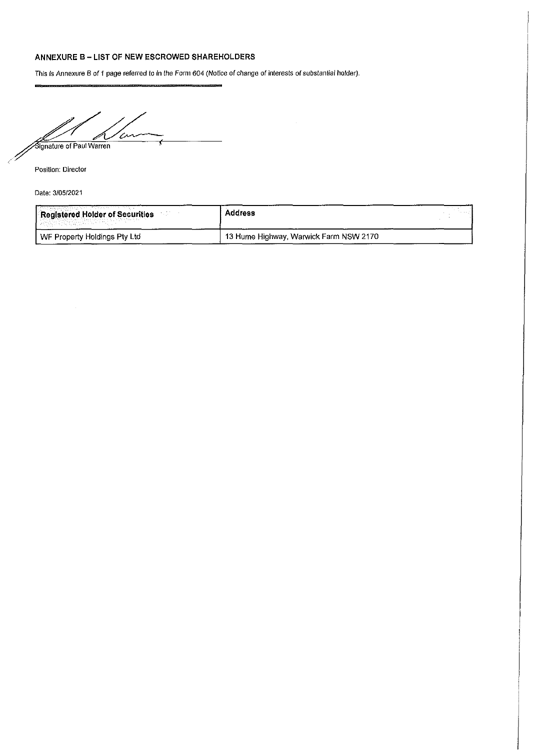## ANNEXURE B – LIST OF NEW ESCROWED SHAREHOLDERS

This is Annexure B of 1 page referred to in the Form 604 (*Notice of change of interests of substantial holder*).

Signature of Paul Warren

Position: Director

Date: 3/05/2021

| Registered Holder of Securities | Address |
| --- | --- |
| WF Property Holdings Pty Ltd | 13 Hume Highway, Warwick Farm NSW 2170 |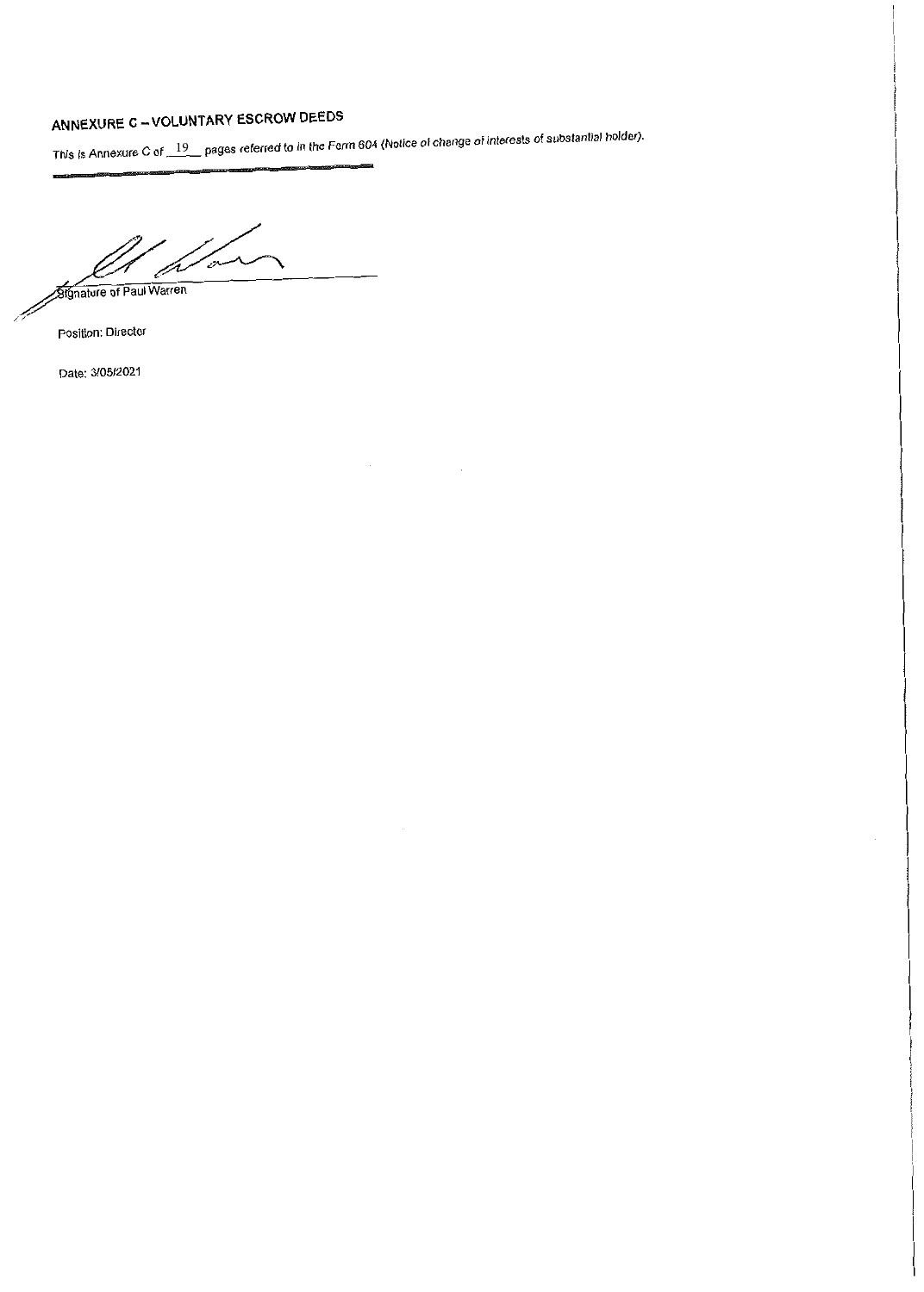## ANNEXURE C – VOLUNTARY ESCROW DEEDS

This is Annexure C of 19 pages referred to in the Form 604 (Notice of change of interests of substantial holder).

Signature of Paul Warren

Position: Director

Date: 3/05/2021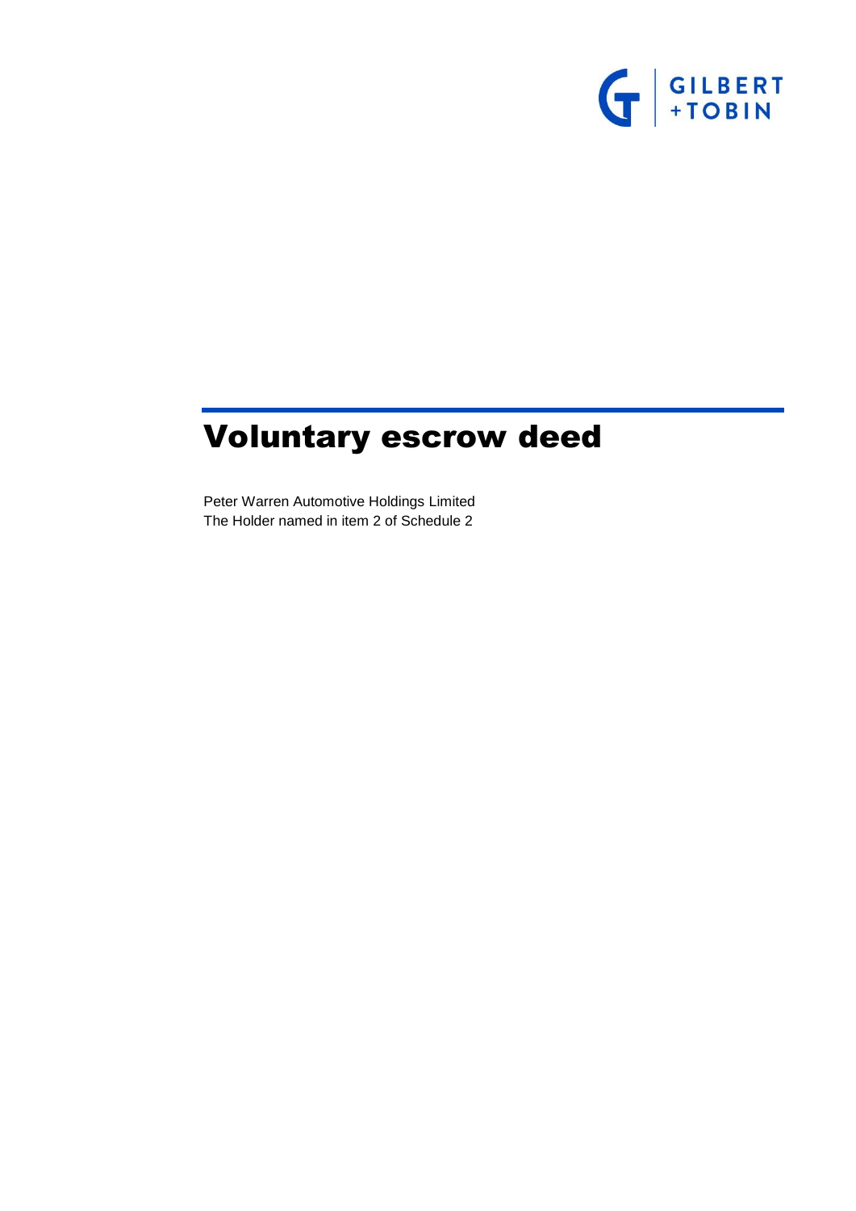# Voluntary escrow deed

Peter Warren Automotive Holdings Limited
The Holder named in item 2 of Schedule 2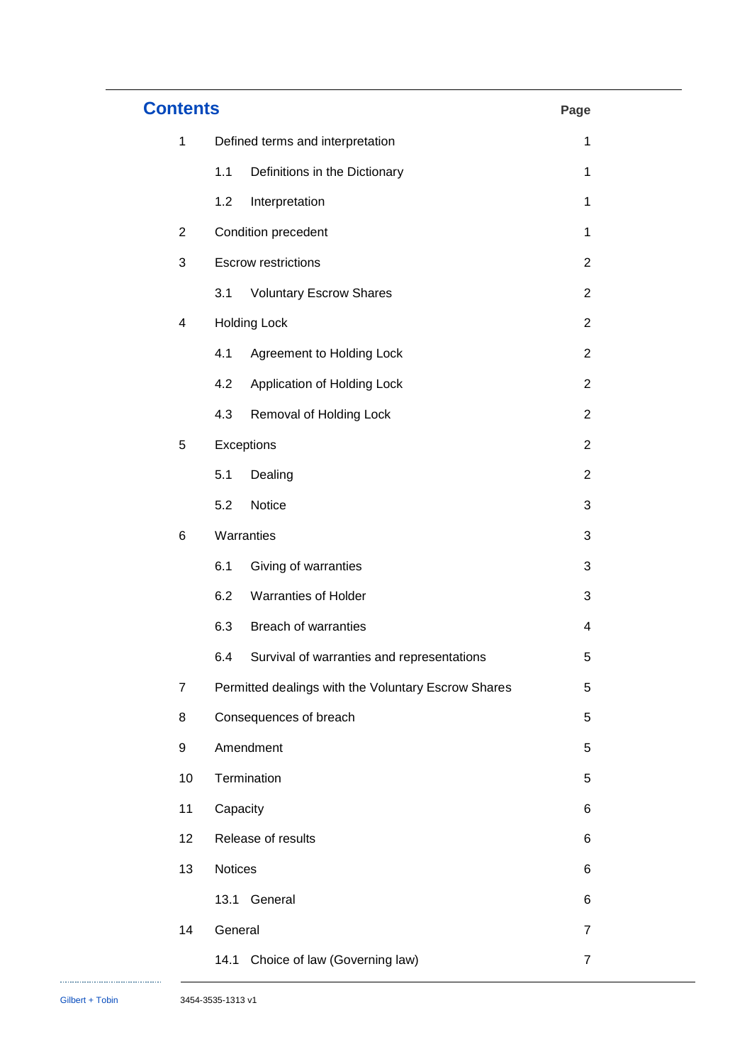# Contents

| | | Page |
|---|---|---|
| 1 | Defined terms and interpretation | 1 |
| | 1.1 Definitions in the Dictionary | 1 |
| | 1.2 Interpretation | 1 |
| 2 | Condition precedent | 1 |
| 3 | Escrow restrictions | 2 |
| | 3.1 Voluntary Escrow Shares | 2 |
| 4 | Holding Lock | 2 |
| | 4.1 Agreement to Holding Lock | 2 |
| | 4.2 Application of Holding Lock | 2 |
| | 4.3 Removal of Holding Lock | 2 |
| 5 | Exceptions | 2 |
| | 5.1 Dealing | 2 |
| | 5.2 Notice | 3 |
| 6 | Warranties | 3 |
| | 6.1 Giving of warranties | 3 |
| | 6.2 Warranties of Holder | 3 |
| | 6.3 Breach of warranties | 4 |
| | 6.4 Survival of warranties and representations | 5 |
| 7 | Permitted dealings with the Voluntary Escrow Shares | 5 |
| 8 | Consequences of breach | 5 |
| 9 | Amendment | 5 |
| 10 | Termination | 5 |
| 11 | Capacity | 6 |
| 12 | Release of results | 6 |
| 13 | Notices | 6 |
| | 13.1 General | 6 |
| 14 | General | 7 |
| | 14.1 Choice of law (Governing law) | 7 |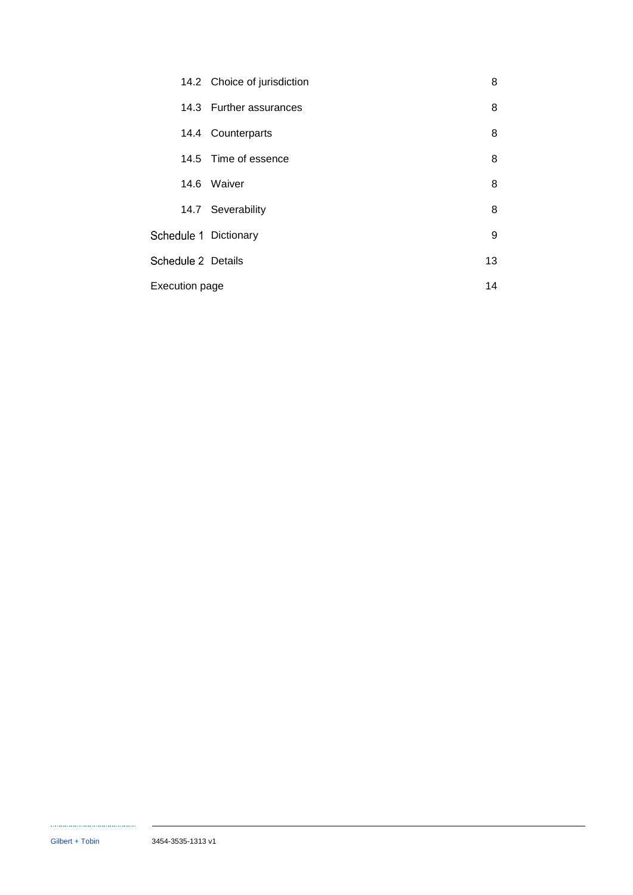| | | |
|---|---|---|
| 14.2 | Choice of jurisdiction | 8 |
| 14.3 | Further assurances | 8 |
| 14.4 | Counterparts | 8 |
| 14.5 | Time of essence | 8 |
| 14.6 | Waiver | 8 |
| 14.7 | Severability | 8 |
| Schedule 1 | Dictionary | 9 |
| Schedule 2 | Details | 13 |
| Execution page | | 14 |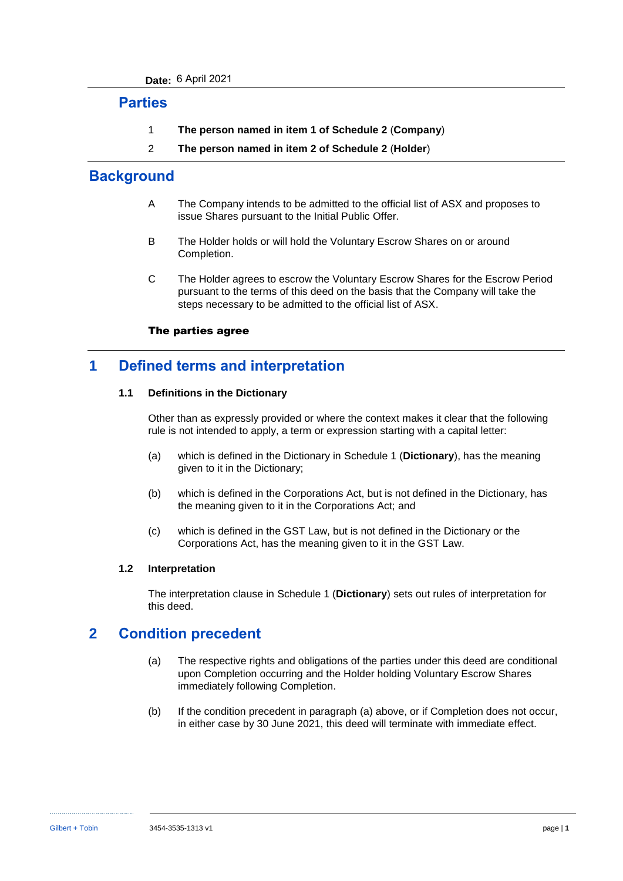**Date:** 6 April 2021

## Parties

1 **The person named in item 1 of Schedule 2** (**Company**)

2 **The person named in item 2 of Schedule 2** (**Holder**)

## Background

A The Company intends to be admitted to the official list of ASX and proposes to issue Shares pursuant to the Initial Public Offer.

B The Holder holds or will hold the Voluntary Escrow Shares on or around Completion.

C The Holder agrees to escrow the Voluntary Escrow Shares for the Escrow Period pursuant to the terms of this deed on the basis that the Company will take the steps necessary to be admitted to the official list of ASX.

**The parties agree**

## 1 Defined terms and interpretation

### 1.1 Definitions in the Dictionary

Other than as expressly provided or where the context makes it clear that the following rule is not intended to apply, a term or expression starting with a capital letter:

(a) which is defined in the Dictionary in Schedule 1 (**Dictionary**), has the meaning given to it in the Dictionary;

(b) which is defined in the Corporations Act, but is not defined in the Dictionary, has the meaning given to it in the Corporations Act; and

(c) which is defined in the GST Law, but is not defined in the Dictionary or the Corporations Act, has the meaning given to it in the GST Law.

### 1.2 Interpretation

The interpretation clause in Schedule 1 (**Dictionary**) sets out rules of interpretation for this deed.

## 2 Condition precedent

(a) The respective rights and obligations of the parties under this deed are conditional upon Completion occurring and the Holder holding Voluntary Escrow Shares immediately following Completion.

(b) If the condition precedent in paragraph (a) above, or if Completion does not occur, in either case by 30 June 2021, this deed will terminate with immediate effect.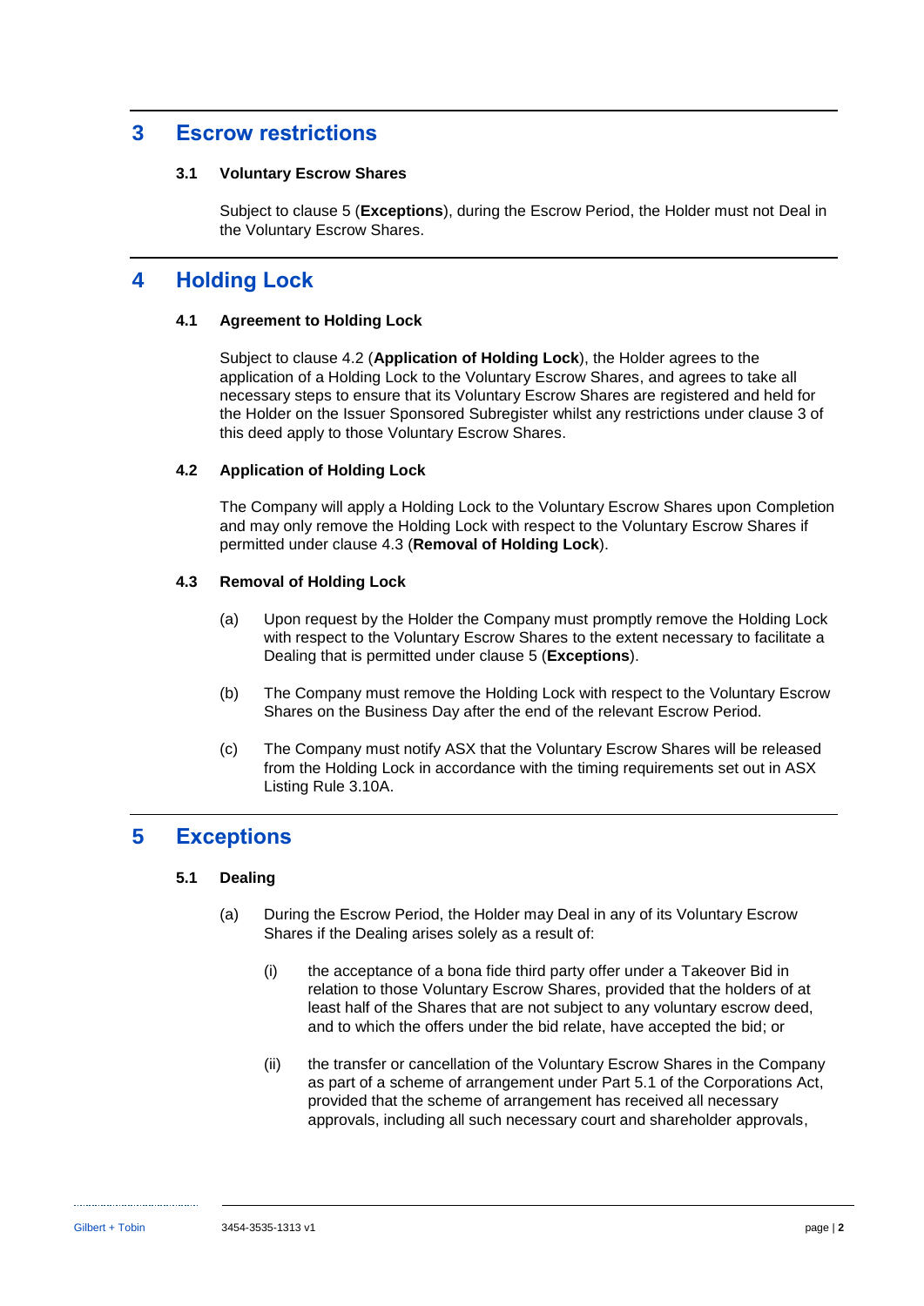# 3 Escrow restrictions

### 3.1 Voluntary Escrow Shares

Subject to clause 5 (**Exceptions**), during the Escrow Period, the Holder must not Deal in the Voluntary Escrow Shares.

# 4 Holding Lock

### 4.1 Agreement to Holding Lock

Subject to clause 4.2 (**Application of Holding Lock**), the Holder agrees to the application of a Holding Lock to the Voluntary Escrow Shares, and agrees to take all necessary steps to ensure that its Voluntary Escrow Shares are registered and held for the Holder on the Issuer Sponsored Subregister whilst any restrictions under clause 3 of this deed apply to those Voluntary Escrow Shares.

### 4.2 Application of Holding Lock

The Company will apply a Holding Lock to the Voluntary Escrow Shares upon Completion and may only remove the Holding Lock with respect to the Voluntary Escrow Shares if permitted under clause 4.3 (**Removal of Holding Lock**).

### 4.3 Removal of Holding Lock

(a) Upon request by the Holder the Company must promptly remove the Holding Lock with respect to the Voluntary Escrow Shares to the extent necessary to facilitate a Dealing that is permitted under clause 5 (**Exceptions**).

(b) The Company must remove the Holding Lock with respect to the Voluntary Escrow Shares on the Business Day after the end of the relevant Escrow Period.

(c) The Company must notify ASX that the Voluntary Escrow Shares will be released from the Holding Lock in accordance with the timing requirements set out in ASX Listing Rule 3.10A.

# 5 Exceptions

### 5.1 Dealing

(a) During the Escrow Period, the Holder may Deal in any of its Voluntary Escrow Shares if the Dealing arises solely as a result of:

(i) the acceptance of a bona fide third party offer under a Takeover Bid in relation to those Voluntary Escrow Shares, provided that the holders of at least half of the Shares that are not subject to any voluntary escrow deed, and to which the offers under the bid relate, have accepted the bid; or

(ii) the transfer or cancellation of the Voluntary Escrow Shares in the Company as part of a scheme of arrangement under Part 5.1 of the Corporations Act, provided that the scheme of arrangement has received all necessary approvals, including all such necessary court and shareholder approvals,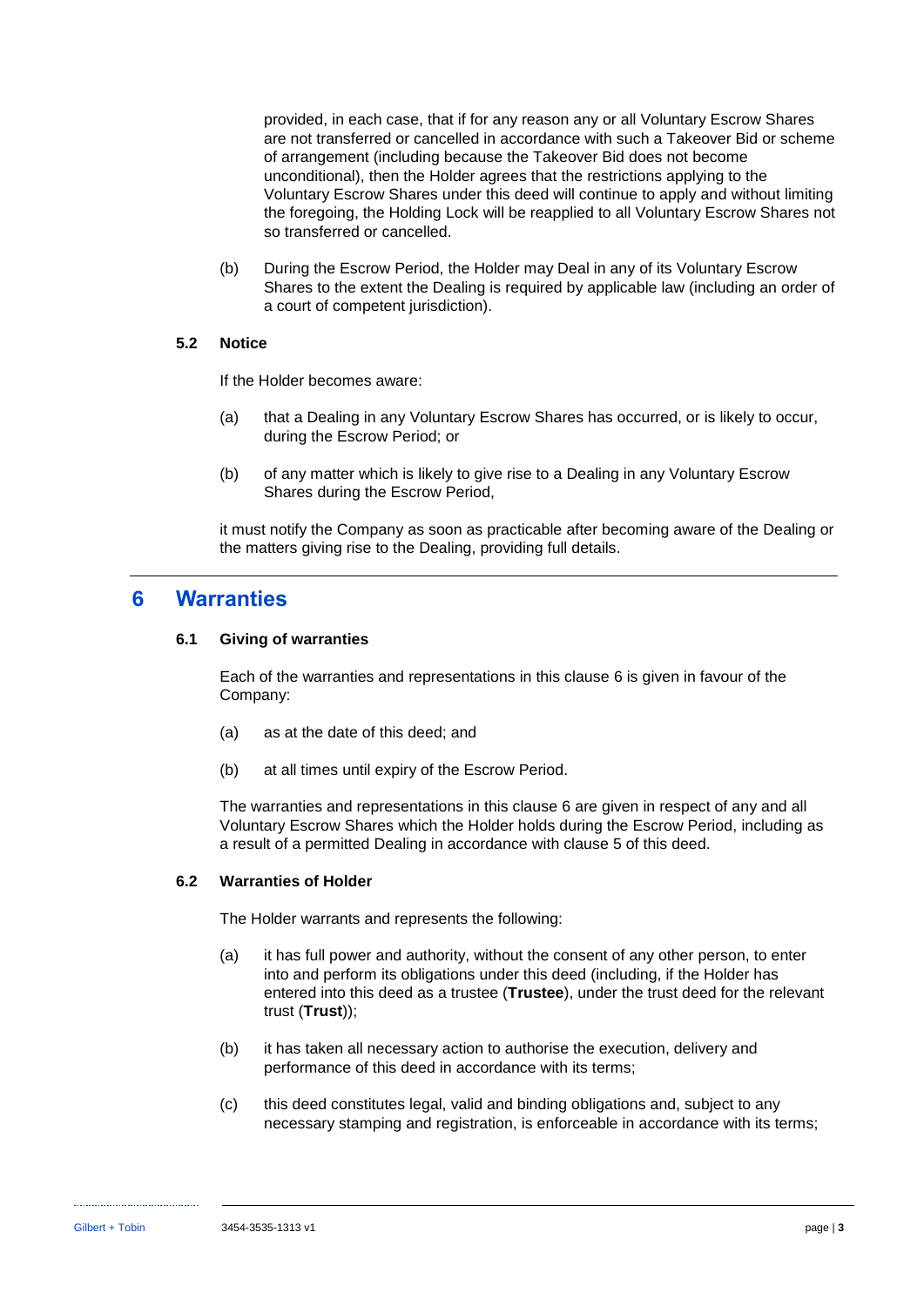provided, in each case, that if for any reason any or all Voluntary Escrow Shares are not transferred or cancelled in accordance with such a Takeover Bid or scheme of arrangement (including because the Takeover Bid does not become unconditional), then the Holder agrees that the restrictions applying to the Voluntary Escrow Shares under this deed will continue to apply and without limiting the foregoing, the Holding Lock will be reapplied to all Voluntary Escrow Shares not so transferred or cancelled.

(b) During the Escrow Period, the Holder may Deal in any of its Voluntary Escrow Shares to the extent the Dealing is required by applicable law (including an order of a court of competent jurisdiction).

### 5.2 Notice

If the Holder becomes aware:

(a) that a Dealing in any Voluntary Escrow Shares has occurred, or is likely to occur, during the Escrow Period; or

(b) of any matter which is likely to give rise to a Dealing in any Voluntary Escrow Shares during the Escrow Period,

it must notify the Company as soon as practicable after becoming aware of the Dealing or the matters giving rise to the Dealing, providing full details.

## 6 Warranties

### 6.1 Giving of warranties

Each of the warranties and representations in this clause 6 is given in favour of the Company:

(a) as at the date of this deed; and

(b) at all times until expiry of the Escrow Period.

The warranties and representations in this clause 6 are given in respect of any and all Voluntary Escrow Shares which the Holder holds during the Escrow Period, including as a result of a permitted Dealing in accordance with clause 5 of this deed.

### 6.2 Warranties of Holder

The Holder warrants and represents the following:

(a) it has full power and authority, without the consent of any other person, to enter into and perform its obligations under this deed (including, if the Holder has entered into this deed as a trustee (**Trustee**), under the trust deed for the relevant trust (**Trust**));

(b) it has taken all necessary action to authorise the execution, delivery and performance of this deed in accordance with its terms;

(c) this deed constitutes legal, valid and binding obligations and, subject to any necessary stamping and registration, is enforceable in accordance with its terms;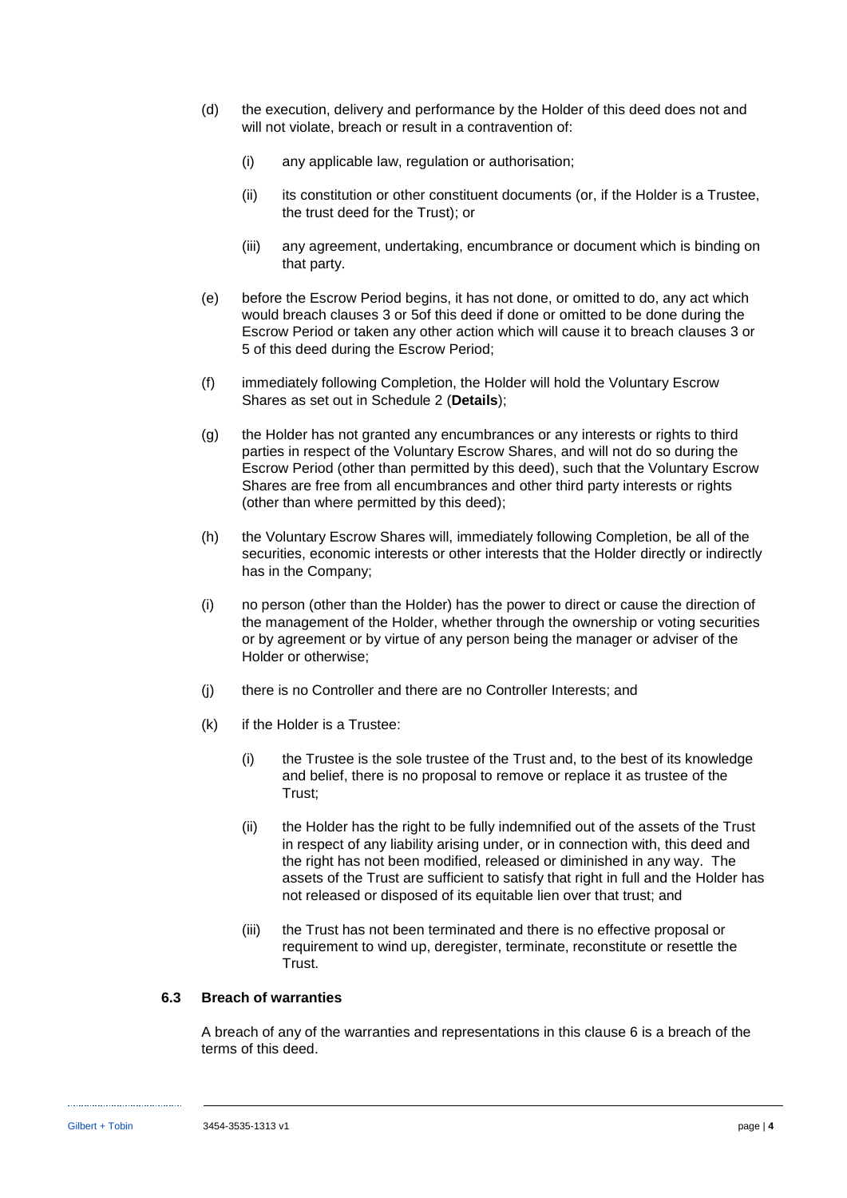(d) the execution, delivery and performance by the Holder of this deed does not and will not violate, breach or result in a contravention of:

   (i) any applicable law, regulation or authorisation;

   (ii) its constitution or other constituent documents (or, if the Holder is a Trustee, the trust deed for the Trust); or

   (iii) any agreement, undertaking, encumbrance or document which is binding on that party.

(e) before the Escrow Period begins, it has not done, or omitted to do, any act which would breach clauses 3 or 5of this deed if done or omitted to be done during the Escrow Period or taken any other action which will cause it to breach clauses 3 or 5 of this deed during the Escrow Period;

(f) immediately following Completion, the Holder will hold the Voluntary Escrow Shares as set out in Schedule 2 (**Details**);

(g) the Holder has not granted any encumbrances or any interests or rights to third parties in respect of the Voluntary Escrow Shares, and will not do so during the Escrow Period (other than permitted by this deed), such that the Voluntary Escrow Shares are free from all encumbrances and other third party interests or rights (other than where permitted by this deed);

(h) the Voluntary Escrow Shares will, immediately following Completion, be all of the securities, economic interests or other interests that the Holder directly or indirectly has in the Company;

(i) no person (other than the Holder) has the power to direct or cause the direction of the management of the Holder, whether through the ownership or voting securities or by agreement or by virtue of any person being the manager or adviser of the Holder or otherwise;

(j) there is no Controller and there are no Controller Interests; and

(k) if the Holder is a Trustee:

   (i) the Trustee is the sole trustee of the Trust and, to the best of its knowledge and belief, there is no proposal to remove or replace it as trustee of the Trust;

   (ii) the Holder has the right to be fully indemnified out of the assets of the Trust in respect of any liability arising under, or in connection with, this deed and the right has not been modified, released or diminished in any way. The assets of the Trust are sufficient to satisfy that right in full and the Holder has not released or disposed of its equitable lien over that trust; and

   (iii) the Trust has not been terminated and there is no effective proposal or requirement to wind up, deregister, terminate, reconstitute or resettle the Trust.

### 6.3 Breach of warranties

A breach of any of the warranties and representations in this clause 6 is a breach of the terms of this deed.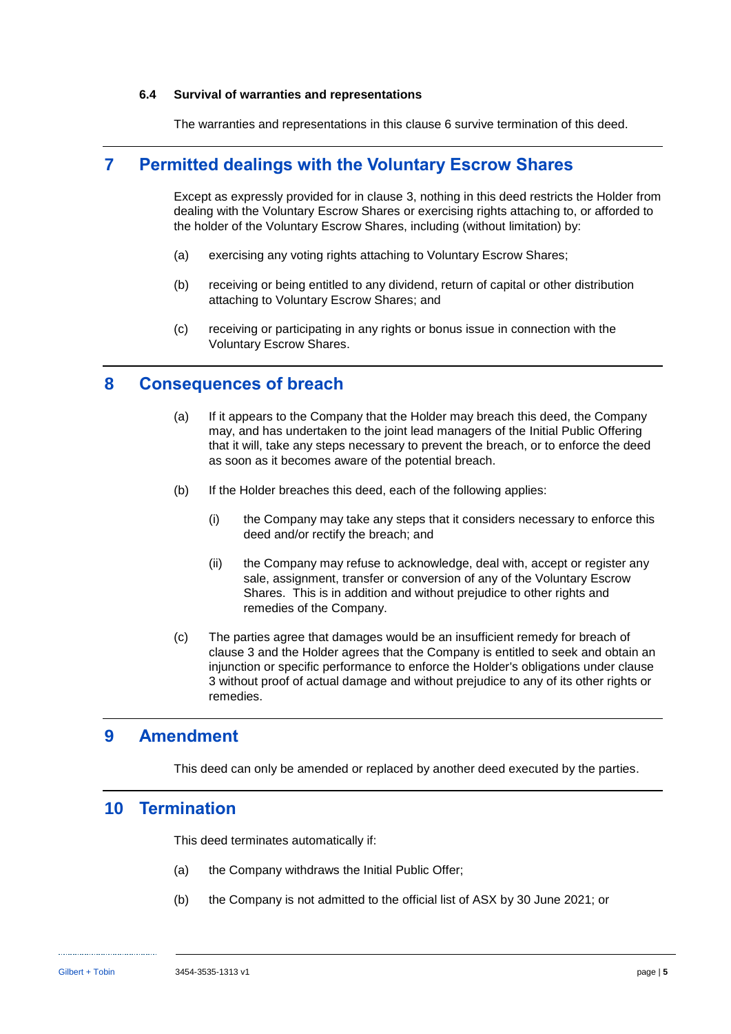### 6.4 Survival of warranties and representations

The warranties and representations in this clause 6 survive termination of this deed.

## 7 Permitted dealings with the Voluntary Escrow Shares

Except as expressly provided for in clause 3, nothing in this deed restricts the Holder from dealing with the Voluntary Escrow Shares or exercising rights attaching to, or afforded to the holder of the Voluntary Escrow Shares, including (without limitation) by:

(a) exercising any voting rights attaching to Voluntary Escrow Shares;

(b) receiving or being entitled to any dividend, return of capital or other distribution attaching to Voluntary Escrow Shares; and

(c) receiving or participating in any rights or bonus issue in connection with the Voluntary Escrow Shares.

## 8 Consequences of breach

(a) If it appears to the Company that the Holder may breach this deed, the Company may, and has undertaken to the joint lead managers of the Initial Public Offering that it will, take any steps necessary to prevent the breach, or to enforce the deed as soon as it becomes aware of the potential breach.

(b) If the Holder breaches this deed, each of the following applies:

  (i) the Company may take any steps that it considers necessary to enforce this deed and/or rectify the breach; and

  (ii) the Company may refuse to acknowledge, deal with, accept or register any sale, assignment, transfer or conversion of any of the Voluntary Escrow Shares. This is in addition and without prejudice to other rights and remedies of the Company.

(c) The parties agree that damages would be an insufficient remedy for breach of clause 3 and the Holder agrees that the Company is entitled to seek and obtain an injunction or specific performance to enforce the Holder's obligations under clause 3 without proof of actual damage and without prejudice to any of its other rights or remedies.

## 9 Amendment

This deed can only be amended or replaced by another deed executed by the parties.

## 10 Termination

This deed terminates automatically if:

(a) the Company withdraws the Initial Public Offer;

(b) the Company is not admitted to the official list of ASX by 30 June 2021; or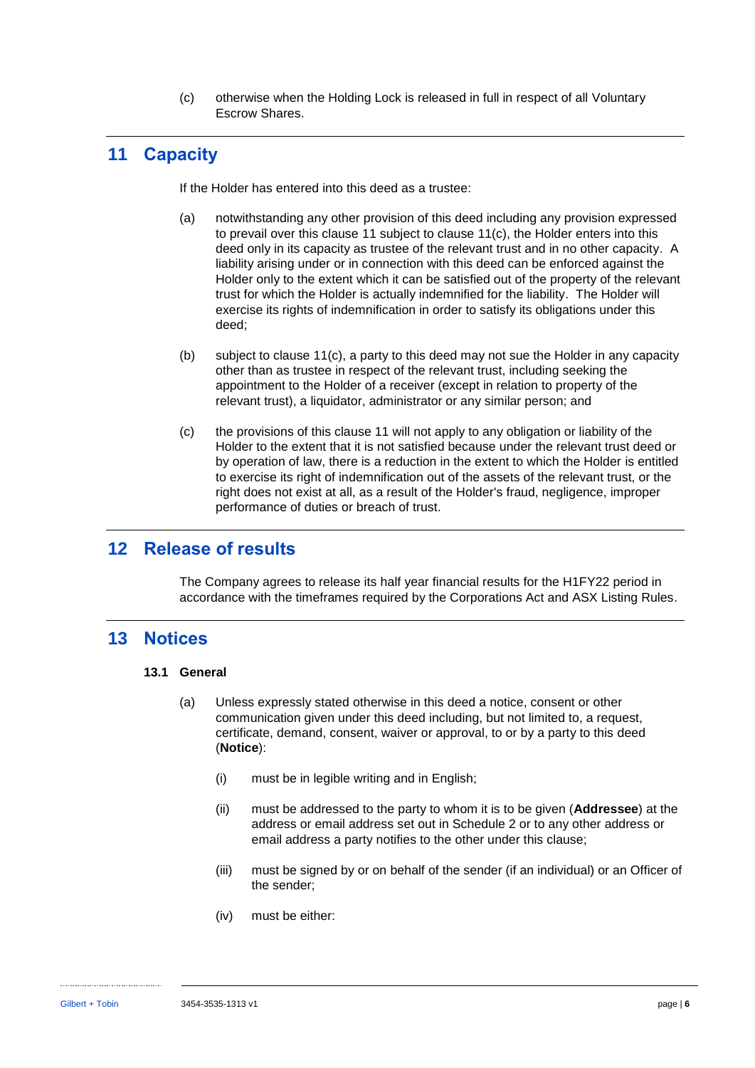(c) otherwise when the Holding Lock is released in full in respect of all Voluntary Escrow Shares.

# 11 Capacity

If the Holder has entered into this deed as a trustee:

(a) notwithstanding any other provision of this deed including any provision expressed to prevail over this clause 11 subject to clause 11(c), the Holder enters into this deed only in its capacity as trustee of the relevant trust and in no other capacity. A liability arising under or in connection with this deed can be enforced against the Holder only to the extent which it can be satisfied out of the property of the relevant trust for which the Holder is actually indemnified for the liability. The Holder will exercise its rights of indemnification in order to satisfy its obligations under this deed;

(b) subject to clause 11(c), a party to this deed may not sue the Holder in any capacity other than as trustee in respect of the relevant trust, including seeking the appointment to the Holder of a receiver (except in relation to property of the relevant trust), a liquidator, administrator or any similar person; and

(c) the provisions of this clause 11 will not apply to any obligation or liability of the Holder to the extent that it is not satisfied because under the relevant trust deed or by operation of law, there is a reduction in the extent to which the Holder is entitled to exercise its right of indemnification out of the assets of the relevant trust, or the right does not exist at all, as a result of the Holder's fraud, negligence, improper performance of duties or breach of trust.

# 12 Release of results

The Company agrees to release its half year financial results for the H1FY22 period in accordance with the timeframes required by the Corporations Act and ASX Listing Rules.

# 13 Notices

## 13.1 General

(a) Unless expressly stated otherwise in this deed a notice, consent or other communication given under this deed including, but not limited to, a request, certificate, demand, consent, waiver or approval, to or by a party to this deed (**Notice**):

(i) must be in legible writing and in English;

(ii) must be addressed to the party to whom it is to be given (**Addressee**) at the address or email address set out in Schedule 2 or to any other address or email address a party notifies to the other under this clause;

(iii) must be signed by or on behalf of the sender (if an individual) or an Officer of the sender;

(iv) must be either: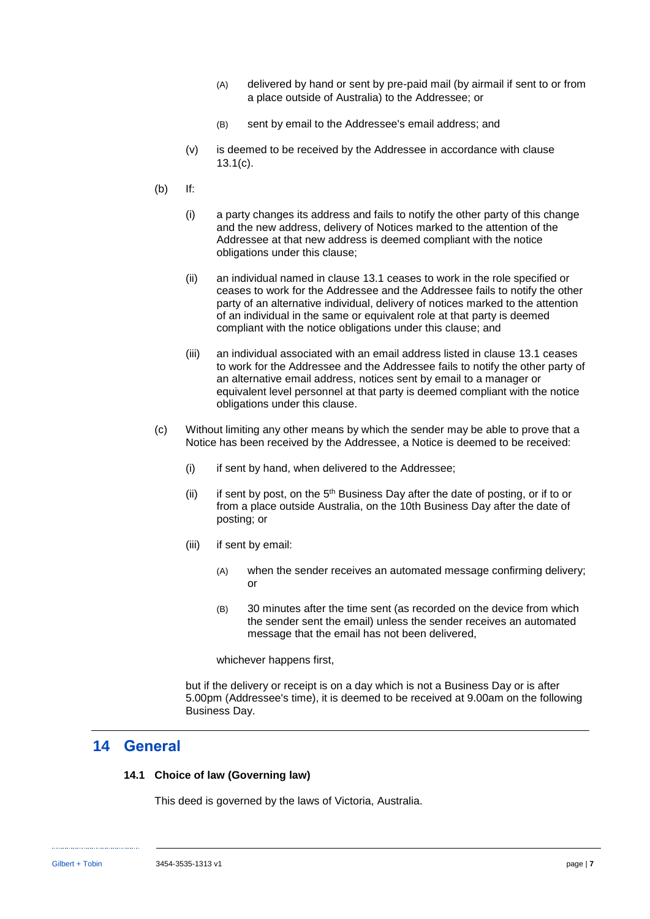(A) delivered by hand or sent by pre-paid mail (by airmail if sent to or from a place outside of Australia) to the Addressee; or

(B) sent by email to the Addressee's email address; and

(v) is deemed to be received by the Addressee in accordance with clause 13.1(c).

(b) If:

(i) a party changes its address and fails to notify the other party of this change and the new address, delivery of Notices marked to the attention of the Addressee at that new address is deemed compliant with the notice obligations under this clause;

(ii) an individual named in clause 13.1 ceases to work in the role specified or ceases to work for the Addressee and the Addressee fails to notify the other party of an alternative individual, delivery of notices marked to the attention of an individual in the same or equivalent role at that party is deemed compliant with the notice obligations under this clause; and

(iii) an individual associated with an email address listed in clause 13.1 ceases to work for the Addressee and the Addressee fails to notify the other party of an alternative email address, notices sent by email to a manager or equivalent level personnel at that party is deemed compliant with the notice obligations under this clause.

(c) Without limiting any other means by which the sender may be able to prove that a Notice has been received by the Addressee, a Notice is deemed to be received:

(i) if sent by hand, when delivered to the Addressee;

(ii) if sent by post, on the 5th Business Day after the date of posting, or if to or from a place outside Australia, on the 10th Business Day after the date of posting; or

(iii) if sent by email:

(A) when the sender receives an automated message confirming delivery; or

(B) 30 minutes after the time sent (as recorded on the device from which the sender sent the email) unless the sender receives an automated message that the email has not been delivered,

whichever happens first,

but if the delivery or receipt is on a day which is not a Business Day or is after 5.00pm (Addressee's time), it is deemed to be received at 9.00am on the following Business Day.

## 14 General

### 14.1 Choice of law (Governing law)

This deed is governed by the laws of Victoria, Australia.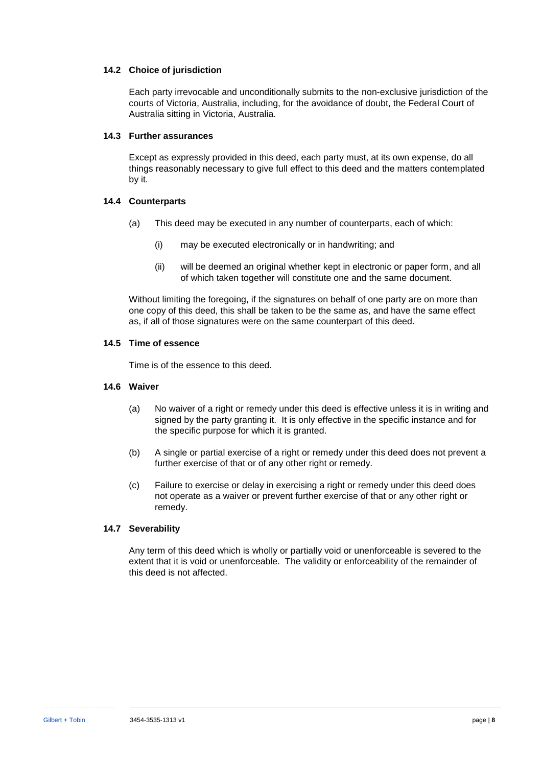### 14.2 Choice of jurisdiction

Each party irrevocable and unconditionally submits to the non-exclusive jurisdiction of the courts of Victoria, Australia, including, for the avoidance of doubt, the Federal Court of Australia sitting in Victoria, Australia.

### 14.3 Further assurances

Except as expressly provided in this deed, each party must, at its own expense, do all things reasonably necessary to give full effect to this deed and the matters contemplated by it.

### 14.4 Counterparts

(a) This deed may be executed in any number of counterparts, each of which:

(i) may be executed electronically or in handwriting; and

(ii) will be deemed an original whether kept in electronic or paper form, and all of which taken together will constitute one and the same document.

Without limiting the foregoing, if the signatures on behalf of one party are on more than one copy of this deed, this shall be taken to be the same as, and have the same effect as, if all of those signatures were on the same counterpart of this deed.

### 14.5 Time of essence

Time is of the essence to this deed.

### 14.6 Waiver

(a) No waiver of a right or remedy under this deed is effective unless it is in writing and signed by the party granting it. It is only effective in the specific instance and for the specific purpose for which it is granted.

(b) A single or partial exercise of a right or remedy under this deed does not prevent a further exercise of that or of any other right or remedy.

(c) Failure to exercise or delay in exercising a right or remedy under this deed does not operate as a waiver or prevent further exercise of that or any other right or remedy.

### 14.7 Severability

Any term of this deed which is wholly or partially void or unenforceable is severed to the extent that it is void or unenforceable. The validity or enforceability of the remainder of this deed is not affected.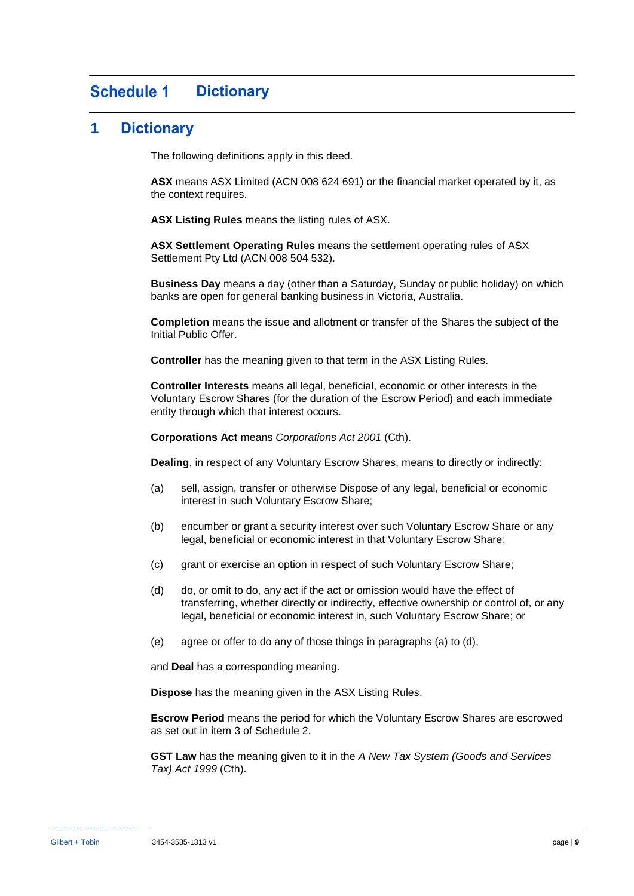# Schedule 1 Dictionary

## 1 Dictionary

The following definitions apply in this deed.

**ASX** means ASX Limited (ACN 008 624 691) or the financial market operated by it, as the context requires.

**ASX Listing Rules** means the listing rules of ASX.

**ASX Settlement Operating Rules** means the settlement operating rules of ASX Settlement Pty Ltd (ACN 008 504 532).

**Business Day** means a day (other than a Saturday, Sunday or public holiday) on which banks are open for general banking business in Victoria, Australia.

**Completion** means the issue and allotment or transfer of the Shares the subject of the Initial Public Offer.

**Controller** has the meaning given to that term in the ASX Listing Rules.

**Controller Interests** means all legal, beneficial, economic or other interests in the Voluntary Escrow Shares (for the duration of the Escrow Period) and each immediate entity through which that interest occurs.

**Corporations Act** means *Corporations Act 2001* (Cth).

**Dealing**, in respect of any Voluntary Escrow Shares, means to directly or indirectly:

(a) sell, assign, transfer or otherwise Dispose of any legal, beneficial or economic interest in such Voluntary Escrow Share;

(b) encumber or grant a security interest over such Voluntary Escrow Share or any legal, beneficial or economic interest in that Voluntary Escrow Share;

(c) grant or exercise an option in respect of such Voluntary Escrow Share;

(d) do, or omit to do, any act if the act or omission would have the effect of transferring, whether directly or indirectly, effective ownership or control of, or any legal, beneficial or economic interest in, such Voluntary Escrow Share; or

(e) agree or offer to do any of those things in paragraphs (a) to (d),

and **Deal** has a corresponding meaning.

**Dispose** has the meaning given in the ASX Listing Rules.

**Escrow Period** means the period for which the Voluntary Escrow Shares are escrowed as set out in item 3 of Schedule 2.

**GST Law** has the meaning given to it in the *A New Tax System (Goods and Services Tax) Act 1999* (Cth).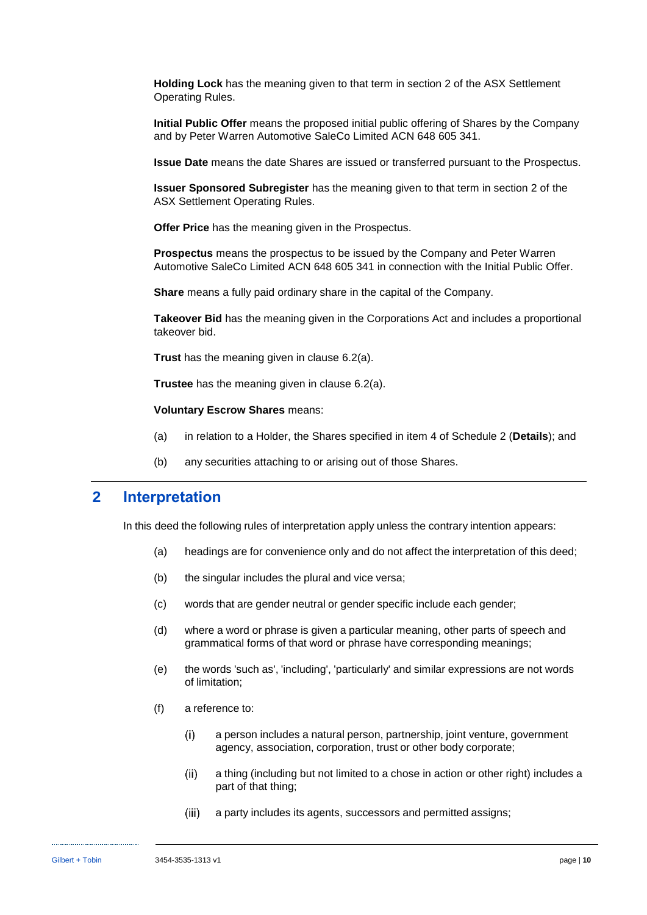**Holding Lock** has the meaning given to that term in section 2 of the ASX Settlement Operating Rules.

**Initial Public Offer** means the proposed initial public offering of Shares by the Company and by Peter Warren Automotive SaleCo Limited ACN 648 605 341.

**Issue Date** means the date Shares are issued or transferred pursuant to the Prospectus.

**Issuer Sponsored Subregister** has the meaning given to that term in section 2 of the ASX Settlement Operating Rules.

**Offer Price** has the meaning given in the Prospectus.

**Prospectus** means the prospectus to be issued by the Company and Peter Warren Automotive SaleCo Limited ACN 648 605 341 in connection with the Initial Public Offer.

**Share** means a fully paid ordinary share in the capital of the Company.

**Takeover Bid** has the meaning given in the Corporations Act and includes a proportional takeover bid.

**Trust** has the meaning given in clause 6.2(a).

**Trustee** has the meaning given in clause 6.2(a).

**Voluntary Escrow Shares** means:

(a) in relation to a Holder, the Shares specified in item 4 of Schedule 2 (**Details**); and

(b) any securities attaching to or arising out of those Shares.

## 2 Interpretation

In this deed the following rules of interpretation apply unless the contrary intention appears:

(a) headings are for convenience only and do not affect the interpretation of this deed;

(b) the singular includes the plural and vice versa;

(c) words that are gender neutral or gender specific include each gender;

(d) where a word or phrase is given a particular meaning, other parts of speech and grammatical forms of that word or phrase have corresponding meanings;

(e) the words 'such as', 'including', 'particularly' and similar expressions are not words of limitation;

(f) a reference to:

(i) a person includes a natural person, partnership, joint venture, government agency, association, corporation, trust or other body corporate;

(ii) a thing (including but not limited to a chose in action or other right) includes a part of that thing;

(iii) a party includes its agents, successors and permitted assigns;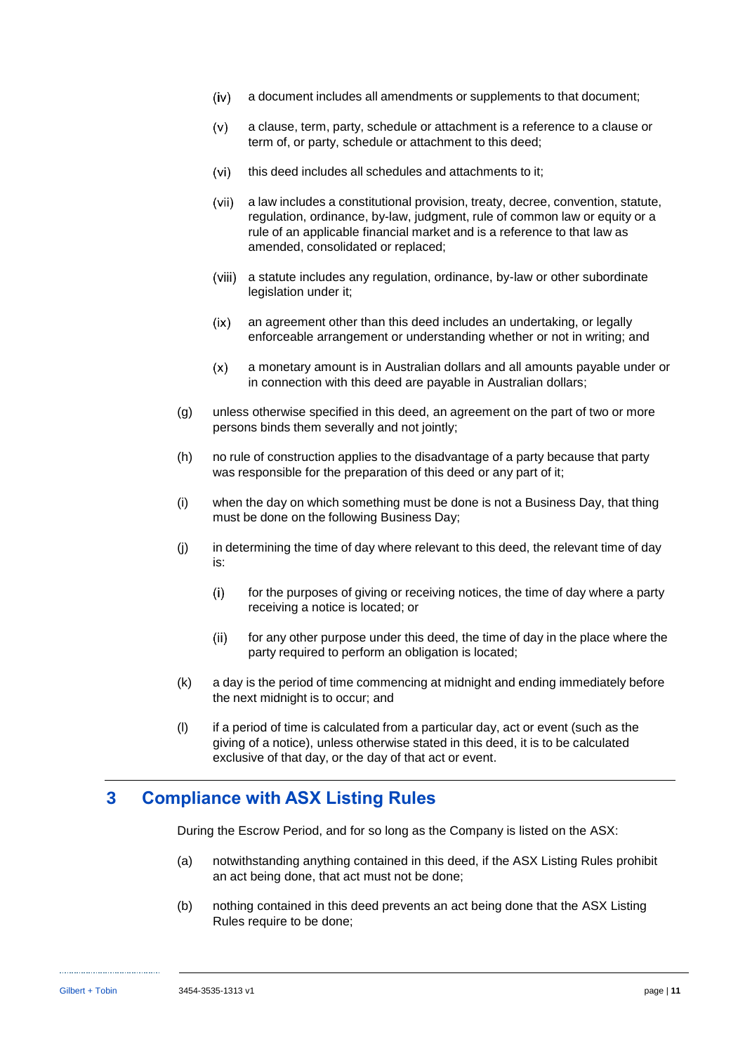- (iv) a document includes all amendments or supplements to that document;
- (v) a clause, term, party, schedule or attachment is a reference to a clause or term of, or party, schedule or attachment to this deed;
- (vi) this deed includes all schedules and attachments to it;
- (vii) a law includes a constitutional provision, treaty, decree, convention, statute, regulation, ordinance, by-law, judgment, rule of common law or equity or a rule of an applicable financial market and is a reference to that law as amended, consolidated or replaced;
- (viii) a statute includes any regulation, ordinance, by-law or other subordinate legislation under it;
- (ix) an agreement other than this deed includes an undertaking, or legally enforceable arrangement or understanding whether or not in writing; and
- (x) a monetary amount is in Australian dollars and all amounts payable under or in connection with this deed are payable in Australian dollars;

(g) unless otherwise specified in this deed, an agreement on the part of two or more persons binds them severally and not jointly;

(h) no rule of construction applies to the disadvantage of a party because that party was responsible for the preparation of this deed or any part of it;

(i) when the day on which something must be done is not a Business Day, that thing must be done on the following Business Day;

(j) in determining the time of day where relevant to this deed, the relevant time of day is:

- (i) for the purposes of giving or receiving notices, the time of day where a party receiving a notice is located; or
- (ii) for any other purpose under this deed, the time of day in the place where the party required to perform an obligation is located;

(k) a day is the period of time commencing at midnight and ending immediately before the next midnight is to occur; and

(l) if a period of time is calculated from a particular day, act or event (such as the giving of a notice), unless otherwise stated in this deed, it is to be calculated exclusive of that day, or the day of that act or event.

## 3 Compliance with ASX Listing Rules

During the Escrow Period, and for so long as the Company is listed on the ASX:

(a) notwithstanding anything contained in this deed, if the ASX Listing Rules prohibit an act being done, that act must not be done;

(b) nothing contained in this deed prevents an act being done that the ASX Listing Rules require to be done;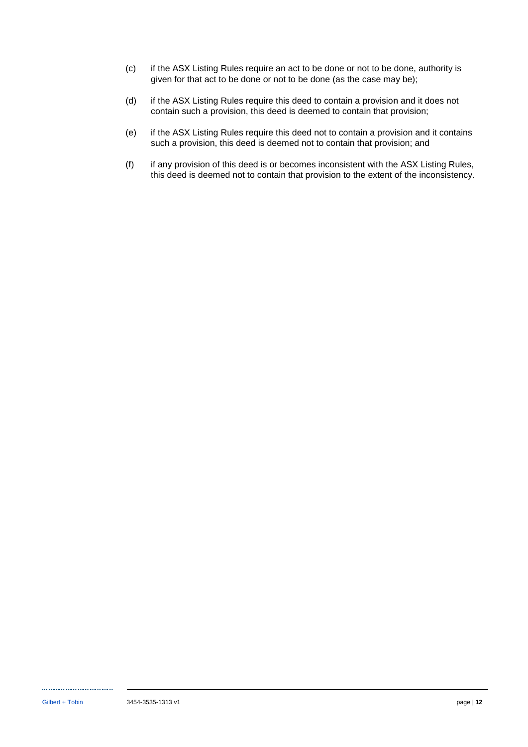(c) if the ASX Listing Rules require an act to be done or not to be done, authority is given for that act to be done or not to be done (as the case may be);

(d) if the ASX Listing Rules require this deed to contain a provision and it does not contain such a provision, this deed is deemed to contain that provision;

(e) if the ASX Listing Rules require this deed not to contain a provision and it contains such a provision, this deed is deemed not to contain that provision; and

(f) if any provision of this deed is or becomes inconsistent with the ASX Listing Rules, this deed is deemed not to contain that provision to the extent of the inconsistency.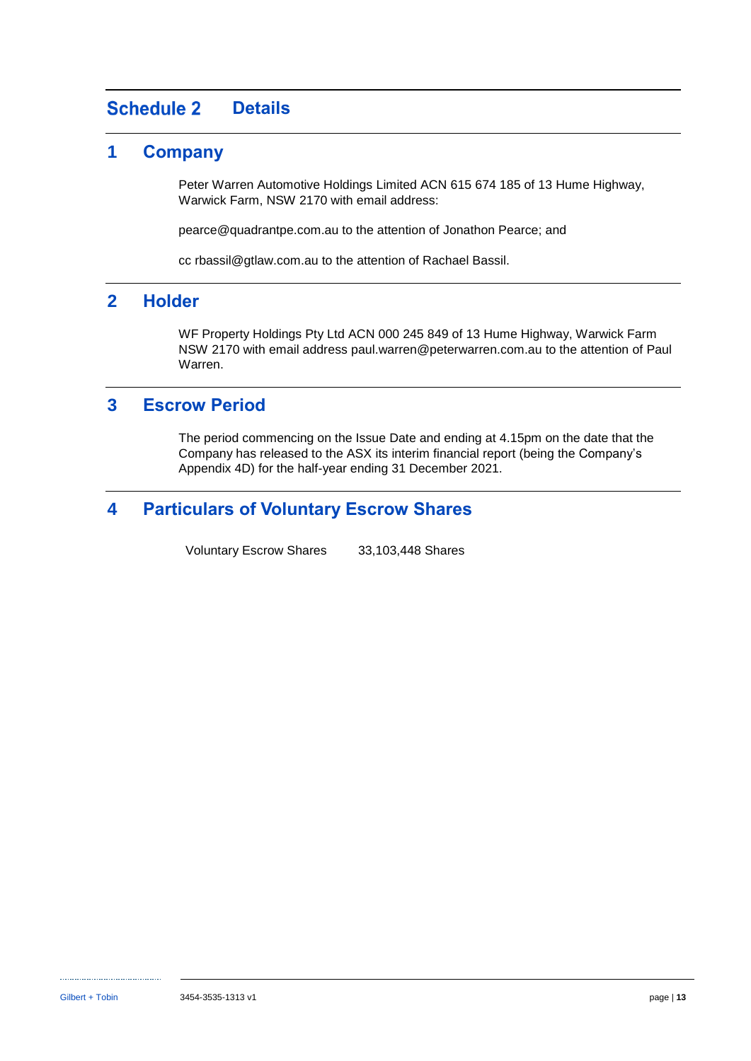# Schedule 2 Details

## 1 Company

Peter Warren Automotive Holdings Limited ACN 615 674 185 of 13 Hume Highway, Warwick Farm, NSW 2170 with email address:

pearce@quadrantpe.com.au to the attention of Jonathon Pearce; and

cc rbassil@gtlaw.com.au to the attention of Rachael Bassil.

## 2 Holder

WF Property Holdings Pty Ltd ACN 000 245 849 of 13 Hume Highway, Warwick Farm NSW 2170 with email address paul.warren@peterwarren.com.au to the attention of Paul Warren.

## 3 Escrow Period

The period commencing on the Issue Date and ending at 4.15pm on the date that the Company has released to the ASX its interim financial report (being the Company's Appendix 4D) for the half-year ending 31 December 2021.

## 4 Particulars of Voluntary Escrow Shares

| Voluntary Escrow Shares | 33,103,448 Shares |
|---|---|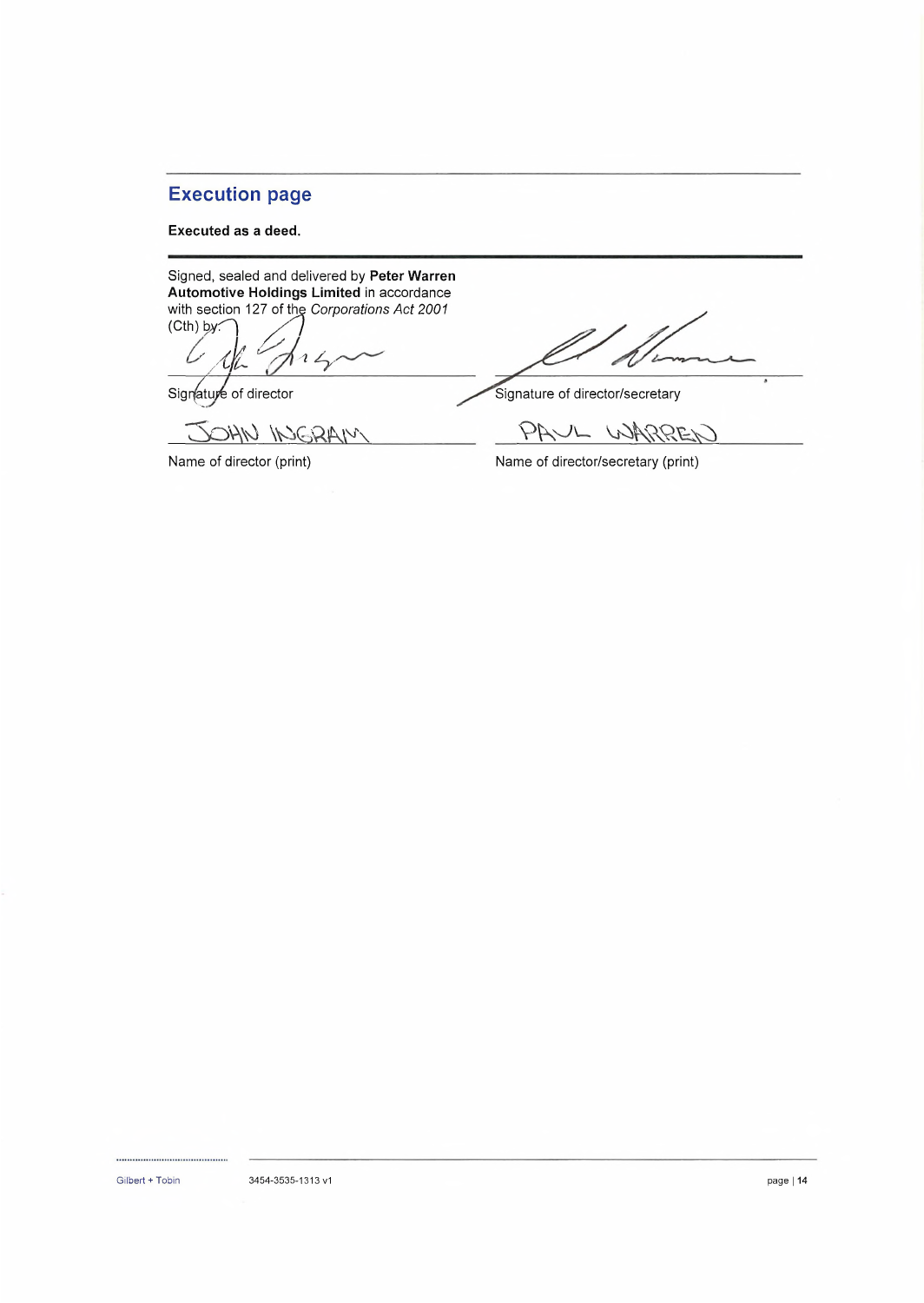## Execution page

**Executed as a deed.**

Signed, sealed and delivered by **Peter Warren Automotive Holdings Limited** in accordance with section 127 of the *Corporations Act 2001* (Cth) by:

| | |
|---|---|
| Signature of director | Signature of director/secretary |
| JOHN INGRAM | PAUL WARREN |
| Name of director (print) | Name of director/secretary (print) |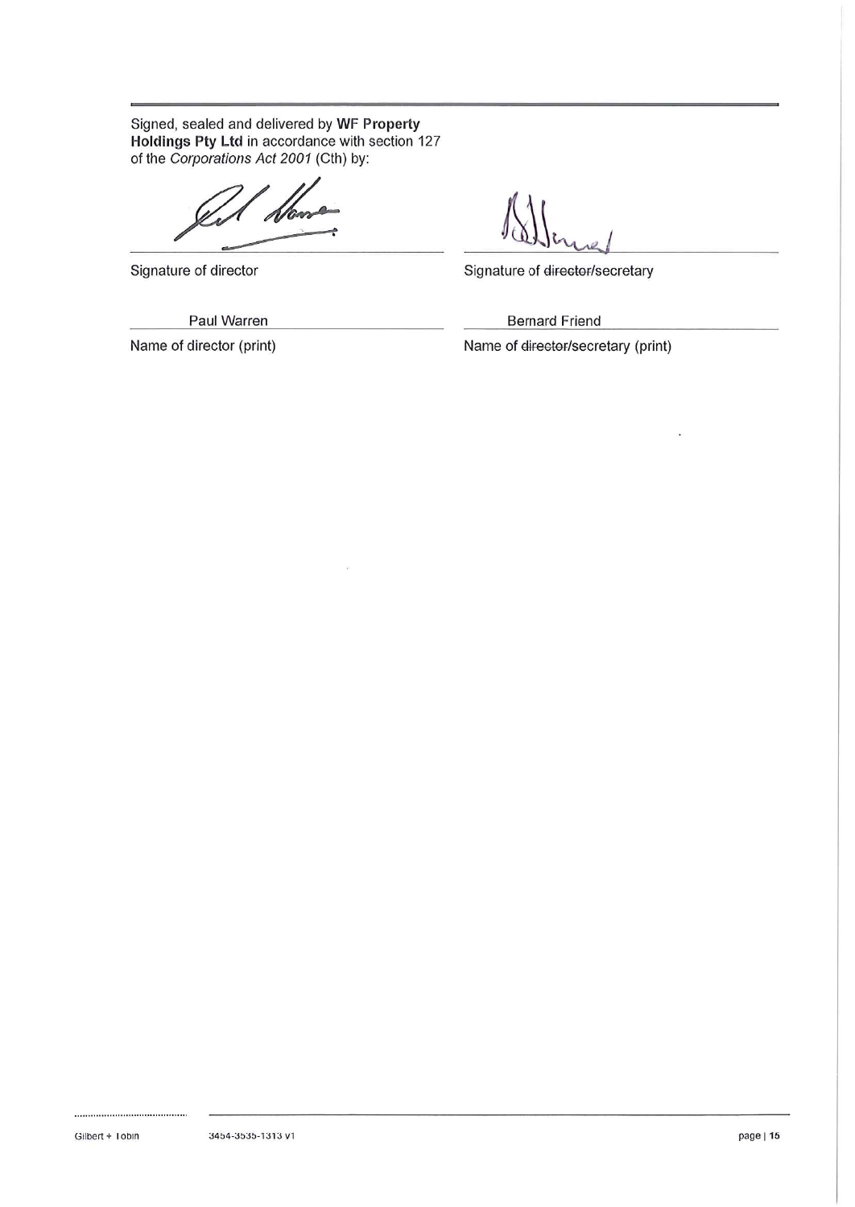Signed, sealed and delivered by **WF Property Holdings Pty Ltd** in accordance with section 127 of the *Corporations Act 2001* (Cth) by:

| | |
|---|---|
| Signature of director | Signature of ~~director~~/secretary |
| Paul Warren | Bernard Friend |
| Name of director (print) | Name of ~~director~~/secretary (print) |